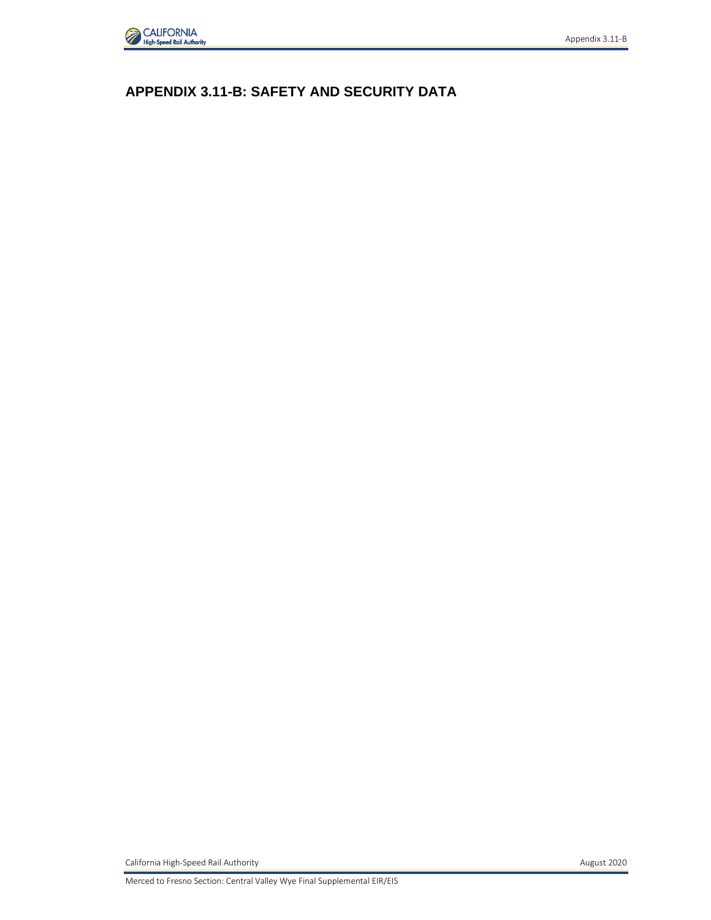# APPENDIX 3.11-B: SAFETY AND SECURITY DATA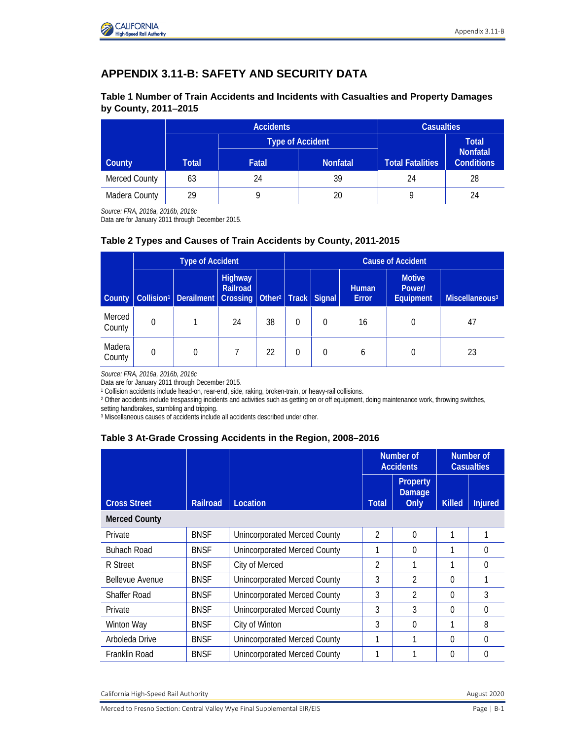# APPENDIX 3.11-B: SAFETY AND SECURITY DATA

### Table 1 Number of Train Accidents and Incidents with Casualties and Property Damages by County, 2011–2015

| County | Accidents | | | Casualties | |
|---|---|---|---|---|---|
| | Total | Type of Accident | | Total Fatalities | Total Nonfatal Conditions |
| | | Fatal | Nonfatal | | |
| Merced County | 63 | 24 | 39 | 24 | 28 |
| Madera County | 29 | 9 | 20 | 9 | 24 |

*Source: FRA, 2016a, 2016b, 2016c*
Data are for January 2011 through December 2015.

### Table 2 Types and Causes of Train Accidents by County, 2011-2015

| County | Type of Accident | | | | Cause of Accident | | | | |
|---|---|---|---|---|---|---|---|---|---|
| | Collision[1] | Derailment | Highway Railroad Crossing | Other[2] | Track | Signal | Human Error | Motive Power/ Equipment | Miscellaneous[3] |
| Merced County | 0 | 1 | 24 | 38 | 0 | 0 | 16 | 0 | 47 |
| Madera County | 0 | 0 | 7 | 22 | 0 | 0 | 6 | 0 | 23 |

*Source: FRA, 2016a, 2016b, 2016c*
Data are for January 2011 through December 2015.
[1] Collision accidents include head-on, rear-end, side, raking, broken-train, or heavy-rail collisions.
[2] Other accidents include trespassing incidents and activities such as getting on or off equipment, doing maintenance work, throwing switches, setting handbrakes, stumbling and tripping.
[3] Miscellaneous causes of accidents include all accidents described under other.

### Table 3 At-Grade Crossing Accidents in the Region, 2008–2016

| Cross Street | Railroad | Location | Number of Accidents | | Number of Casualties | |
|---|---|---|---|---|---|---|
| | | | Total | Property Damage Only | Killed | Injured |
| **Merced County** | | | | | | |
| Private | BNSF | Unincorporated Merced County | 2 | 0 | 1 | 1 |
| Buhach Road | BNSF | Unincorporated Merced County | 1 | 0 | 1 | 0 |
| R Street | BNSF | City of Merced | 2 | 1 | 1 | 0 |
| Bellevue Avenue | BNSF | Unincorporated Merced County | 3 | 2 | 0 | 1 |
| Shaffer Road | BNSF | Unincorporated Merced County | 3 | 2 | 0 | 3 |
| Private | BNSF | Unincorporated Merced County | 3 | 3 | 0 | 0 |
| Winton Way | BNSF | City of Winton | 3 | 0 | 1 | 8 |
| Arboleda Drive | BNSF | Unincorporated Merced County | 1 | 1 | 0 | 0 |
| Franklin Road | BNSF | Unincorporated Merced County | 1 | 1 | 0 | 0 |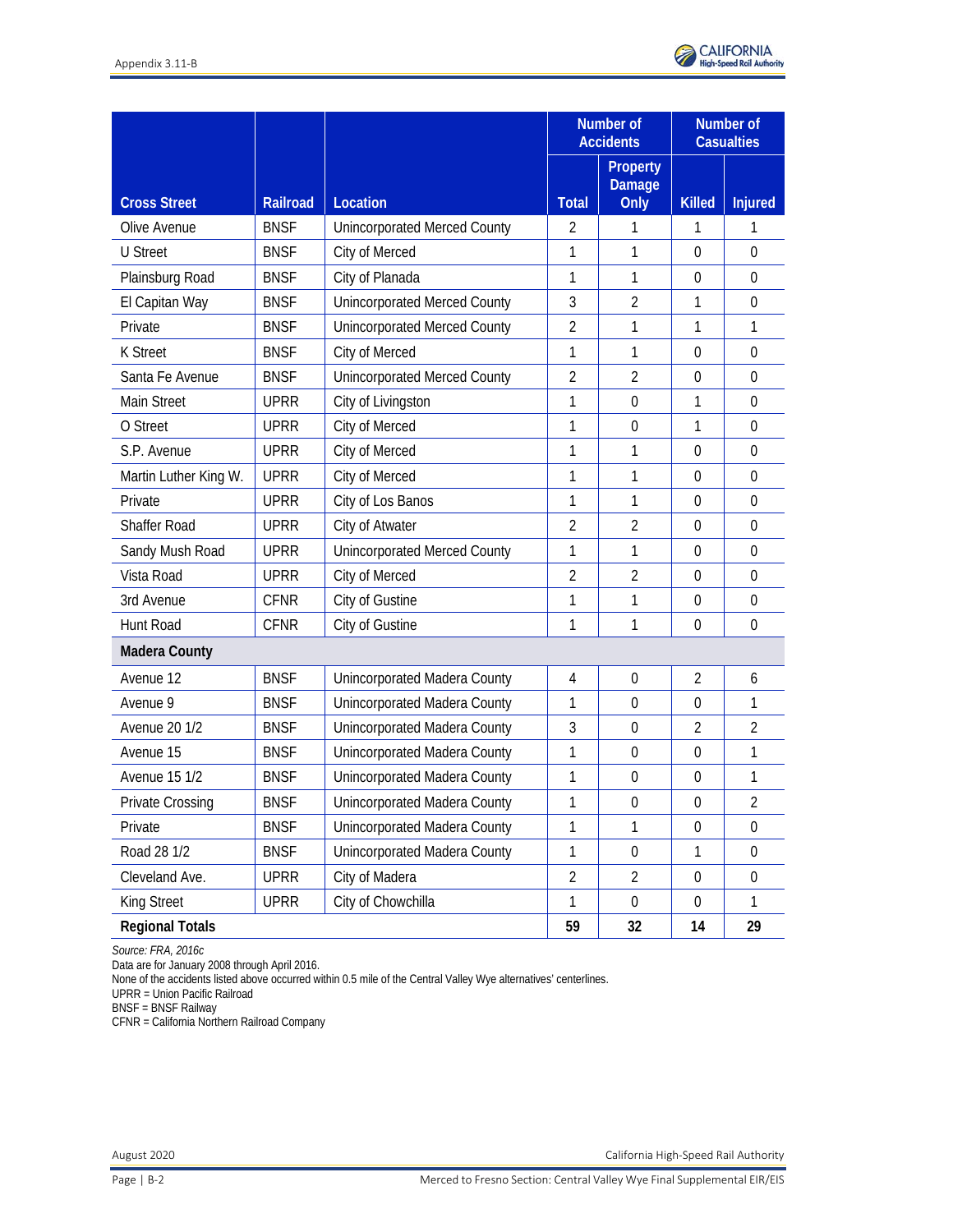| Cross Street | Railroad | Location | Number of Accidents | | Number of Casualties | |
|---|---|---|---|---|---|---|
| | | | Total | Property Damage Only | Killed | Injured |
| Olive Avenue | BNSF | Unincorporated Merced County | 2 | 1 | 1 | 1 |
| U Street | BNSF | City of Merced | 1 | 1 | 0 | 0 |
| Plainsburg Road | BNSF | City of Planada | 1 | 1 | 0 | 0 |
| El Capitan Way | BNSF | Unincorporated Merced County | 3 | 2 | 1 | 0 |
| Private | BNSF | Unincorporated Merced County | 2 | 1 | 1 | 1 |
| K Street | BNSF | City of Merced | 1 | 1 | 0 | 0 |
| Santa Fe Avenue | BNSF | Unincorporated Merced County | 2 | 2 | 0 | 0 |
| Main Street | UPRR | City of Livingston | 1 | 0 | 1 | 0 |
| O Street | UPRR | City of Merced | 1 | 0 | 1 | 0 |
| S.P. Avenue | UPRR | City of Merced | 1 | 1 | 0 | 0 |
| Martin Luther King W. | UPRR | City of Merced | 1 | 1 | 0 | 0 |
| Private | UPRR | City of Los Banos | 1 | 1 | 0 | 0 |
| Shaffer Road | UPRR | City of Atwater | 2 | 2 | 0 | 0 |
| Sandy Mush Road | UPRR | Unincorporated Merced County | 1 | 1 | 0 | 0 |
| Vista Road | UPRR | City of Merced | 2 | 2 | 0 | 0 |
| 3rd Avenue | CFNR | City of Gustine | 1 | 1 | 0 | 0 |
| Hunt Road | CFNR | City of Gustine | 1 | 1 | 0 | 0 |
| **Madera County** | | | | | | |
| Avenue 12 | BNSF | Unincorporated Madera County | 4 | 0 | 2 | 6 |
| Avenue 9 | BNSF | Unincorporated Madera County | 1 | 0 | 0 | 1 |
| Avenue 20 1/2 | BNSF | Unincorporated Madera County | 3 | 0 | 2 | 2 |
| Avenue 15 | BNSF | Unincorporated Madera County | 1 | 0 | 0 | 1 |
| Avenue 15 1/2 | BNSF | Unincorporated Madera County | 1 | 0 | 0 | 1 |
| Private Crossing | BNSF | Unincorporated Madera County | 1 | 0 | 0 | 2 |
| Private | BNSF | Unincorporated Madera County | 1 | 1 | 0 | 0 |
| Road 28 1/2 | BNSF | Unincorporated Madera County | 1 | 0 | 1 | 0 |
| Cleveland Ave. | UPRR | City of Madera | 2 | 2 | 0 | 0 |
| King Street | UPRR | City of Chowchilla | 1 | 0 | 0 | 1 |
| **Regional Totals** | | | **59** | **32** | **14** | **29** |

*Source: FRA, 2016c*

Data are for January 2008 through April 2016.

None of the accidents listed above occurred within 0.5 mile of the Central Valley Wye alternatives' centerlines.

UPRR = Union Pacific Railroad

BNSF = BNSF Railway

CFNR = California Northern Railroad Company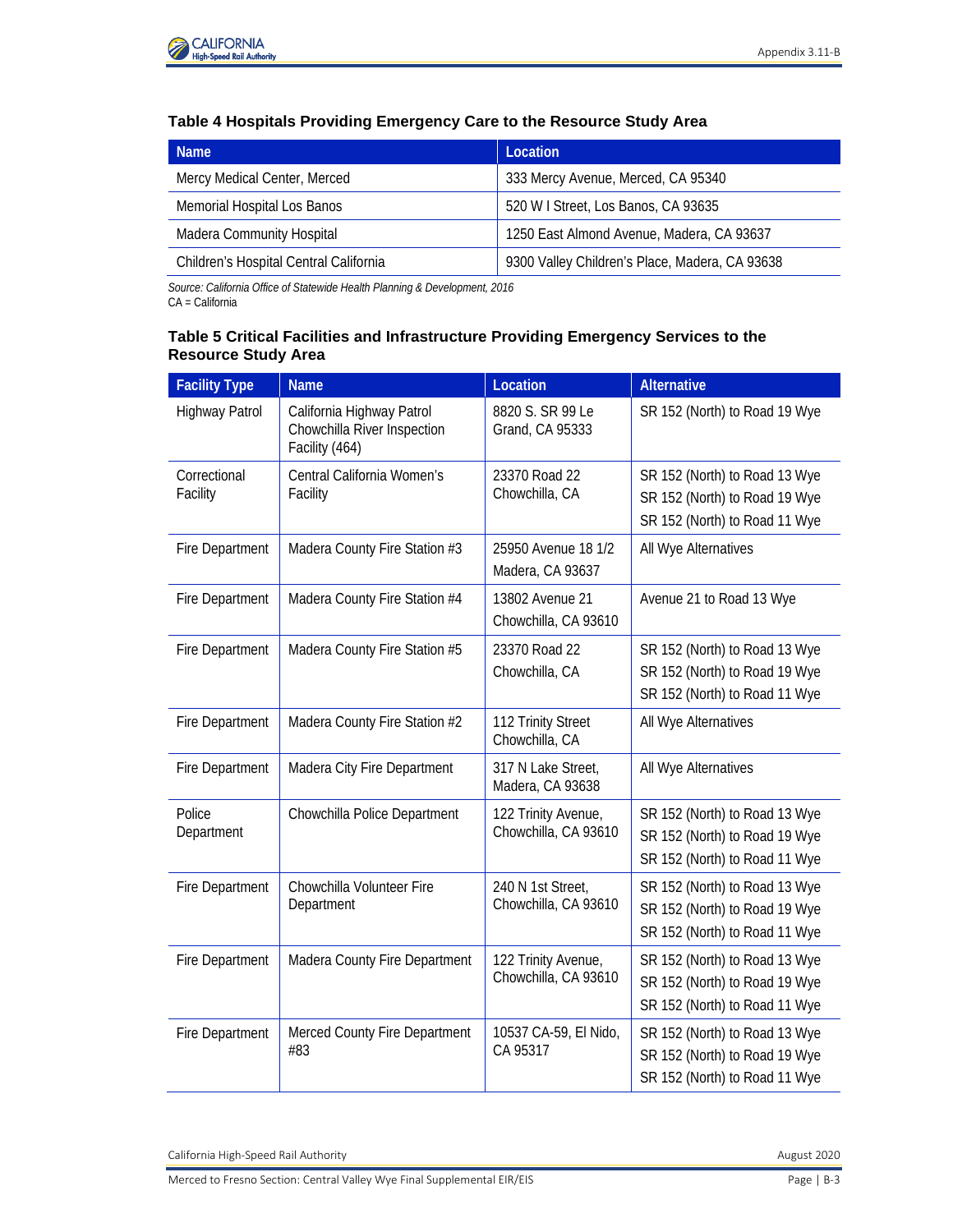### Table 4 Hospitals Providing Emergency Care to the Resource Study Area

| Name | Location |
|---|---|
| Mercy Medical Center, Merced | 333 Mercy Avenue, Merced, CA 95340 |
| Memorial Hospital Los Banos | 520 W I Street, Los Banos, CA 93635 |
| Madera Community Hospital | 1250 East Almond Avenue, Madera, CA 93637 |
| Children's Hospital Central California | 9300 Valley Children's Place, Madera, CA 93638 |

*Source: California Office of Statewide Health Planning & Development, 2016*
CA = California

### Table 5 Critical Facilities and Infrastructure Providing Emergency Services to the Resource Study Area

| Facility Type | Name | Location | Alternative |
|---|---|---|---|
| Highway Patrol | California Highway Patrol Chowchilla River Inspection Facility (464) | 8820 S. SR 99 Le Grand, CA 95333 | SR 152 (North) to Road 19 Wye |
| Correctional Facility | Central California Women's Facility | 23370 Road 22 Chowchilla, CA | SR 152 (North) to Road 13 Wye<br>SR 152 (North) to Road 19 Wye<br>SR 152 (North) to Road 11 Wye |
| Fire Department | Madera County Fire Station #3 | 25950 Avenue 18 1/2 Madera, CA 93637 | All Wye Alternatives |
| Fire Department | Madera County Fire Station #4 | 13802 Avenue 21 Chowchilla, CA 93610 | Avenue 21 to Road 13 Wye |
| Fire Department | Madera County Fire Station #5 | 23370 Road 22 Chowchilla, CA | SR 152 (North) to Road 13 Wye<br>SR 152 (North) to Road 19 Wye<br>SR 152 (North) to Road 11 Wye |
| Fire Department | Madera County Fire Station #2 | 112 Trinity Street Chowchilla, CA | All Wye Alternatives |
| Fire Department | Madera City Fire Department | 317 N Lake Street, Madera, CA 93638 | All Wye Alternatives |
| Police Department | Chowchilla Police Department | 122 Trinity Avenue, Chowchilla, CA 93610 | SR 152 (North) to Road 13 Wye<br>SR 152 (North) to Road 19 Wye<br>SR 152 (North) to Road 11 Wye |
| Fire Department | Chowchilla Volunteer Fire Department | 240 N 1st Street, Chowchilla, CA 93610 | SR 152 (North) to Road 13 Wye<br>SR 152 (North) to Road 19 Wye<br>SR 152 (North) to Road 11 Wye |
| Fire Department | Madera County Fire Department | 122 Trinity Avenue, Chowchilla, CA 93610 | SR 152 (North) to Road 13 Wye<br>SR 152 (North) to Road 19 Wye<br>SR 152 (North) to Road 11 Wye |
| Fire Department | Merced County Fire Department #83 | 10537 CA-59, El Nido, CA 95317 | SR 152 (North) to Road 13 Wye<br>SR 152 (North) to Road 19 Wye<br>SR 152 (North) to Road 11 Wye |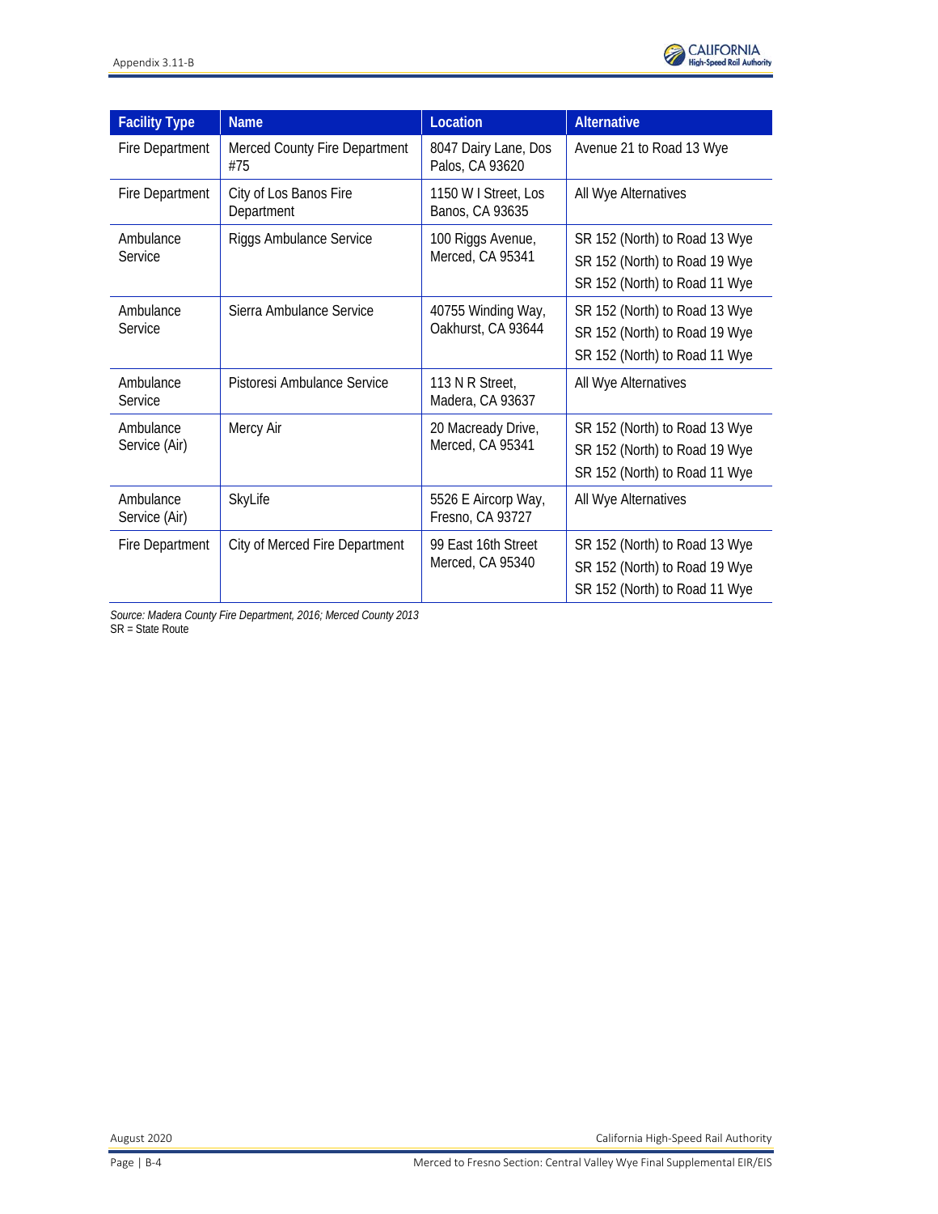| Facility Type | Name | Location | Alternative |
| --- | --- | --- | --- |
| Fire Department | Merced County Fire Department #75 | 8047 Dairy Lane, Dos Palos, CA 93620 | Avenue 21 to Road 13 Wye |
| Fire Department | City of Los Banos Fire Department | 1150 W I Street, Los Banos, CA 93635 | All Wye Alternatives |
| Ambulance Service | Riggs Ambulance Service | 100 Riggs Avenue, Merced, CA 95341 | SR 152 (North) to Road 13 Wye<br>SR 152 (North) to Road 19 Wye<br>SR 152 (North) to Road 11 Wye |
| Ambulance Service | Sierra Ambulance Service | 40755 Winding Way, Oakhurst, CA 93644 | SR 152 (North) to Road 13 Wye<br>SR 152 (North) to Road 19 Wye<br>SR 152 (North) to Road 11 Wye |
| Ambulance Service | Pistoresi Ambulance Service | 113 N R Street, Madera, CA 93637 | All Wye Alternatives |
| Ambulance Service (Air) | Mercy Air | 20 Macready Drive, Merced, CA 95341 | SR 152 (North) to Road 13 Wye<br>SR 152 (North) to Road 19 Wye<br>SR 152 (North) to Road 11 Wye |
| Ambulance Service (Air) | SkyLife | 5526 E Aircorp Way, Fresno, CA 93727 | All Wye Alternatives |
| Fire Department | City of Merced Fire Department | 99 East 16th Street Merced, CA 95340 | SR 152 (North) to Road 13 Wye<br>SR 152 (North) to Road 19 Wye<br>SR 152 (North) to Road 11 Wye |

*Source: Madera County Fire Department, 2016; Merced County 2013*
SR = State Route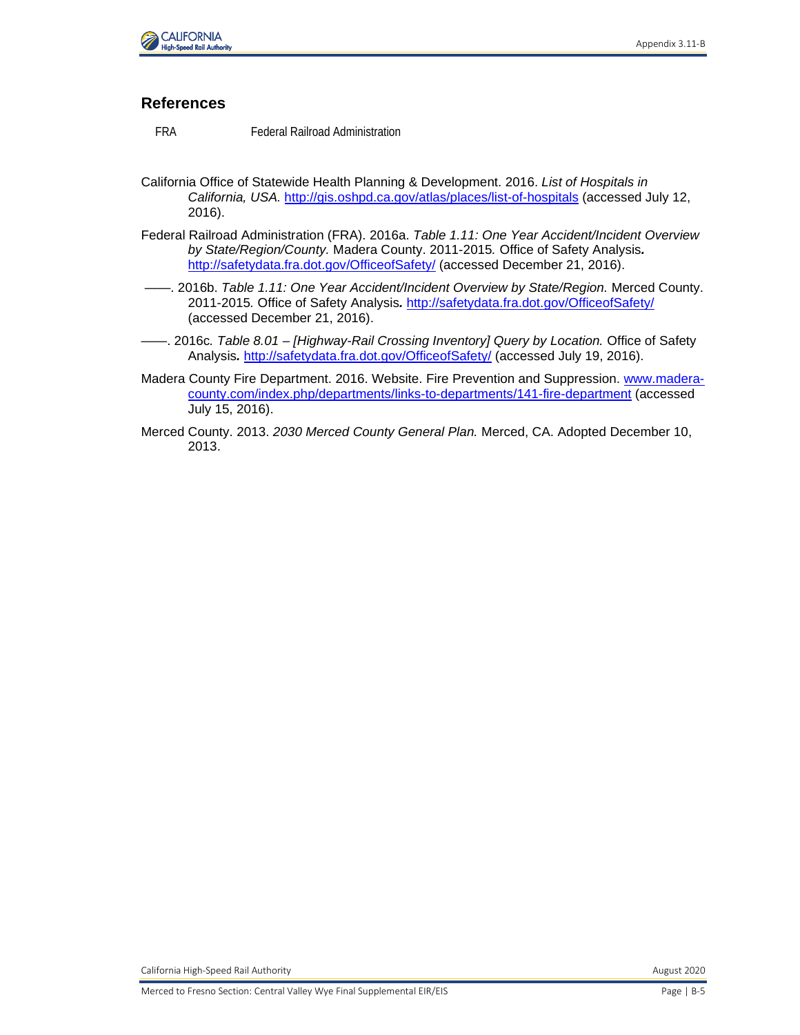## References

| | |
|---|---|
| FRA | Federal Railroad Administration |

California Office of Statewide Health Planning & Development. 2016. *List of Hospitals in California, USA.* http://gis.oshpd.ca.gov/atlas/places/list-of-hospitals (accessed July 12, 2016).

Federal Railroad Administration (FRA). 2016a. *Table 1.11: One Year Accident/Incident Overview by State/Region/County.* Madera County. 2011-2015*.* Office of Safety Analysis**.** http://safetydata.fra.dot.gov/OfficeofSafety/ (accessed December 21, 2016).

——. 2016b. *Table 1.11: One Year Accident/Incident Overview by State/Region.* Merced County. 2011-2015*.* Office of Safety Analysis**.** http://safetydata.fra.dot.gov/OfficeofSafety/ (accessed December 21, 2016).

——. 2016c*. Table 8.01 – [Highway-Rail Crossing Inventory] Query by Location.* Office of Safety Analysis**.** http://safetydata.fra.dot.gov/OfficeofSafety/ (accessed July 19, 2016).

Madera County Fire Department. 2016. Website. Fire Prevention and Suppression. www.madera-county.com/index.php/departments/links-to-departments/141-fire-department (accessed July 15, 2016).

Merced County. 2013. *2030 Merced County General Plan.* Merced, CA. Adopted December 10, 2013.